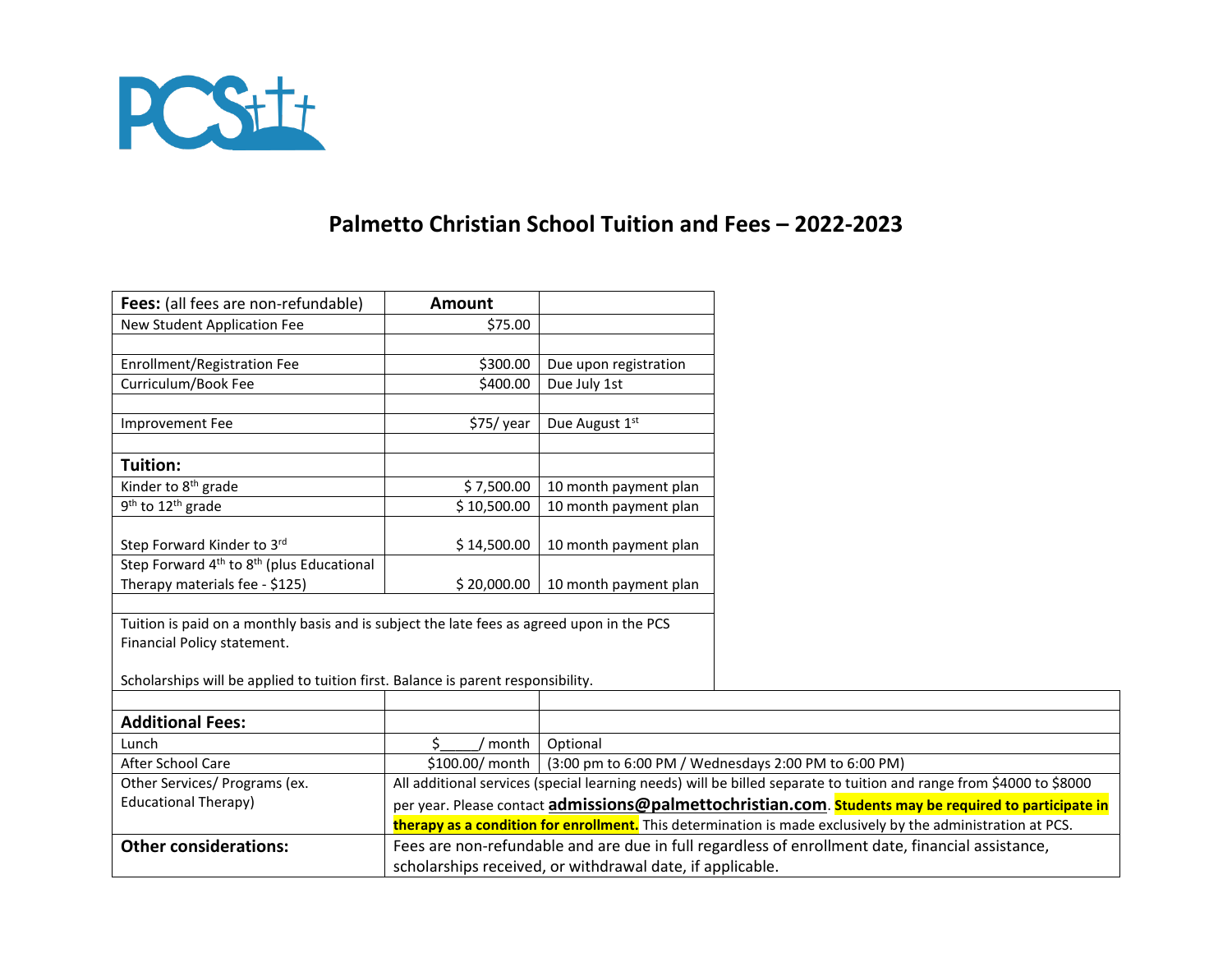PCS

# Palmetto Christian School Tuition and Fees – 2022-2023

| **Fees:** (all fees are non-refundable) | **Amount** | |
|---|---|---|
| New Student Application Fee | $75.00 | |
| | | |
| Enrollment/Registration Fee | $300.00 | Due upon registration |
| Curriculum/Book Fee | $400.00 | Due July 1st |
| | | |
| Improvement Fee | $75/ year | Due August 1st |
| | | |
| **Tuition:** | | |
| Kinder to 8th grade | $ 7,500.00 | 10 month payment plan |
| 9th to 12th grade | $ 10,500.00 | 10 month payment plan |
| Step Forward Kinder to 3rd | $ 14,500.00 | 10 month payment plan |
| Step Forward 4th to 8th (plus Educational Therapy materials fee - $125) | $ 20,000.00 | 10 month payment plan |
| | | |
| Tuition is paid on a monthly basis and is subject the late fees as agreed upon in the PCS Financial Policy statement. Scholarships will be applied to tuition first. Balance is parent responsibility. | | |
| | | |
| **Additional Fees:** | | |
| Lunch | $_____/ month | Optional |
| After School Care | $100.00/ month | (3:00 pm to 6:00 PM / Wednesdays 2:00 PM to 6:00 PM) |
| Other Services/ Programs (ex. Educational Therapy) | All additional services (special learning needs) will be billed separate to tuition and range from $4000 to $8000 per year. Please contact **admissions@palmettochristian.com**. **Students may be required to participate in therapy as a condition for enrollment.** This determination is made exclusively by the administration at PCS. | |
| **Other considerations:** | Fees are non-refundable and are due in full regardless of enrollment date, financial assistance, scholarships received, or withdrawal date, if applicable. | |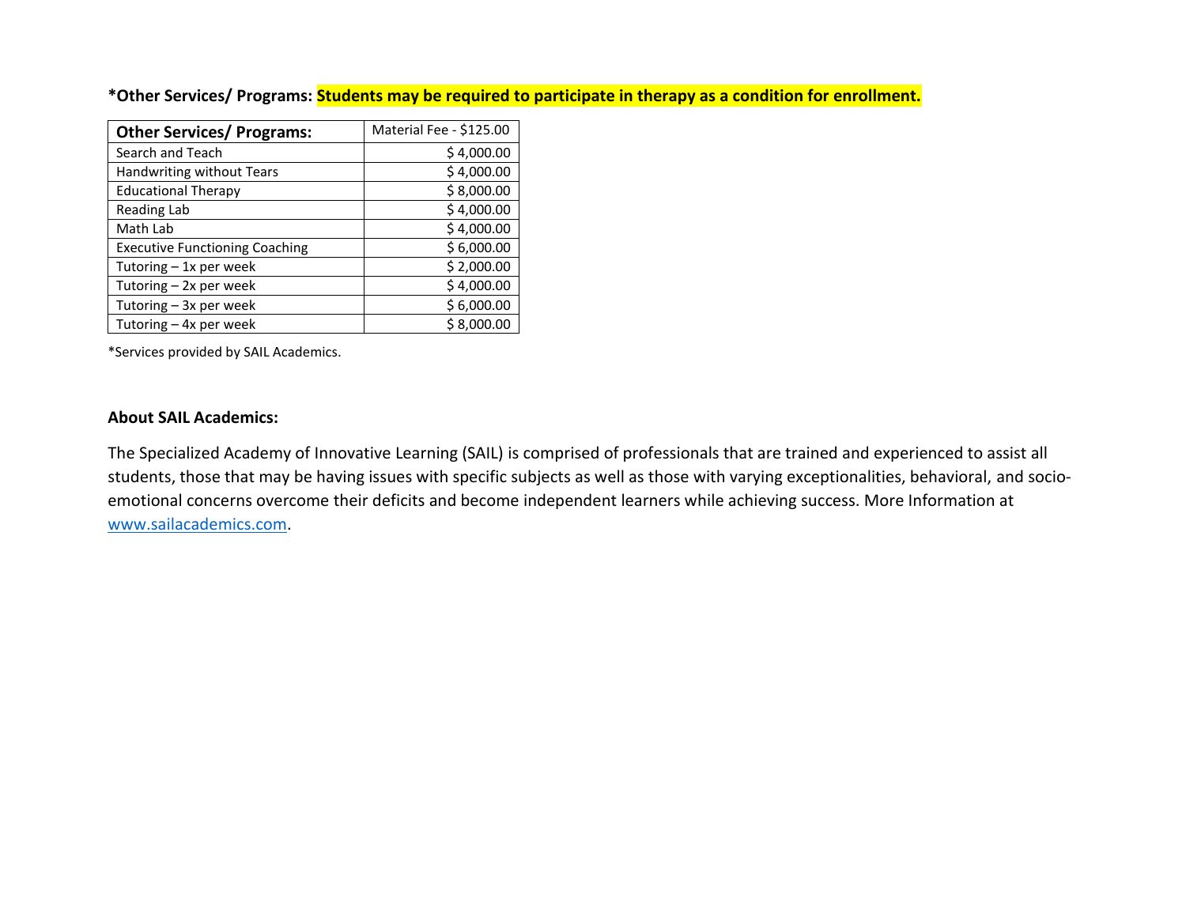**\*Other Services/ Programs: Students may be required to participate in therapy as a condition for enrollment.**

| Other Services/ Programs: | Material Fee - $125.00 |
|---|---|
| Search and Teach | $ 4,000.00 |
| Handwriting without Tears | $ 4,000.00 |
| Educational Therapy | $ 8,000.00 |
| Reading Lab | $ 4,000.00 |
| Math Lab | $ 4,000.00 |
| Executive Functioning Coaching | $ 6,000.00 |
| Tutoring – 1x per week | $ 2,000.00 |
| Tutoring – 2x per week | $ 4,000.00 |
| Tutoring – 3x per week | $ 6,000.00 |
| Tutoring – 4x per week | $ 8,000.00 |

*Services provided by SAIL Academics.

**About SAIL Academics:**

The Specialized Academy of Innovative Learning (SAIL) is comprised of professionals that are trained and experienced to assist all students, those that may be having issues with specific subjects as well as those with varying exceptionalities, behavioral, and socio-emotional concerns overcome their deficits and become independent learners while achieving success. More Information at [www.sailacademics.com](http://www.sailacademics.com).